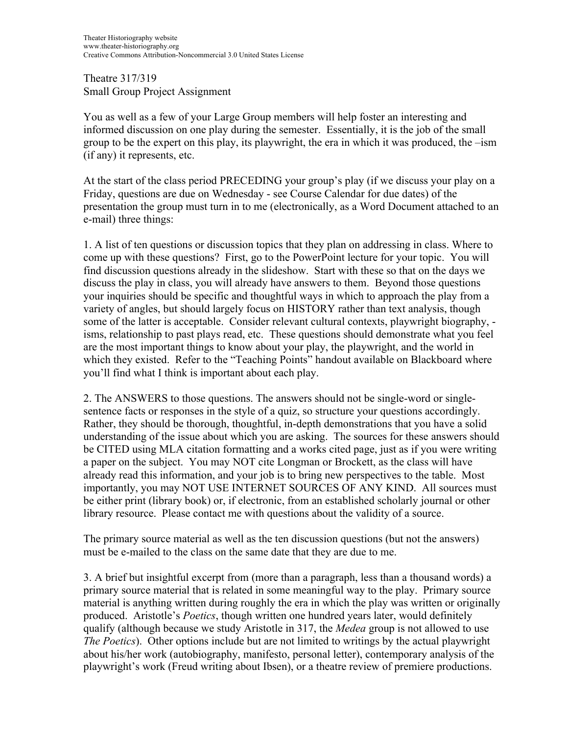Theater Historiography website
www.theater-historiography.org
Creative Commons Attribution-Noncommercial 3.0 United States License

Theatre 317/319
Small Group Project Assignment

You as well as a few of your Large Group members will help foster an interesting and informed discussion on one play during the semester. Essentially, it is the job of the small group to be the expert on this play, its playwright, the era in which it was produced, the –ism (if any) it represents, etc.

At the start of the class period PRECEDING your group's play (if we discuss your play on a Friday, questions are due on Wednesday - see Course Calendar for due dates) of the presentation the group must turn in to me (electronically, as a Word Document attached to an e-mail) three things:

1. A list of ten questions or discussion topics that they plan on addressing in class. Where to come up with these questions? First, go to the PowerPoint lecture for your topic. You will find discussion questions already in the slideshow. Start with these so that on the days we discuss the play in class, you will already have answers to them. Beyond those questions your inquiries should be specific and thoughtful ways in which to approach the play from a variety of angles, but should largely focus on HISTORY rather than text analysis, though some of the latter is acceptable. Consider relevant cultural contexts, playwright biography, -isms, relationship to past plays read, etc. These questions should demonstrate what you feel are the most important things to know about your play, the playwright, and the world in which they existed. Refer to the "Teaching Points" handout available on Blackboard where you'll find what I think is important about each play.

2. The ANSWERS to those questions. The answers should not be single-word or single-sentence facts or responses in the style of a quiz, so structure your questions accordingly. Rather, they should be thorough, thoughtful, in-depth demonstrations that you have a solid understanding of the issue about which you are asking. The sources for these answers should be CITED using MLA citation formatting and a works cited page, just as if you were writing a paper on the subject. You may NOT cite Longman or Brockett, as the class will have already read this information, and your job is to bring new perspectives to the table. Most importantly, you may NOT USE INTERNET SOURCES OF ANY KIND. All sources must be either print (library book) or, if electronic, from an established scholarly journal or other library resource. Please contact me with questions about the validity of a source.

The primary source material as well as the ten discussion questions (but not the answers) must be e-mailed to the class on the same date that they are due to me.

3. A brief but insightful excerpt from (more than a paragraph, less than a thousand words) a primary source material that is related in some meaningful way to the play. Primary source material is anything written during roughly the era in which the play was written or originally produced. Aristotle's *Poetics*, though written one hundred years later, would definitely qualify (although because we study Aristotle in 317, the *Medea* group is not allowed to use *The Poetics*). Other options include but are not limited to writings by the actual playwright about his/her work (autobiography, manifesto, personal letter), contemporary analysis of the playwright's work (Freud writing about Ibsen), or a theatre review of premiere productions.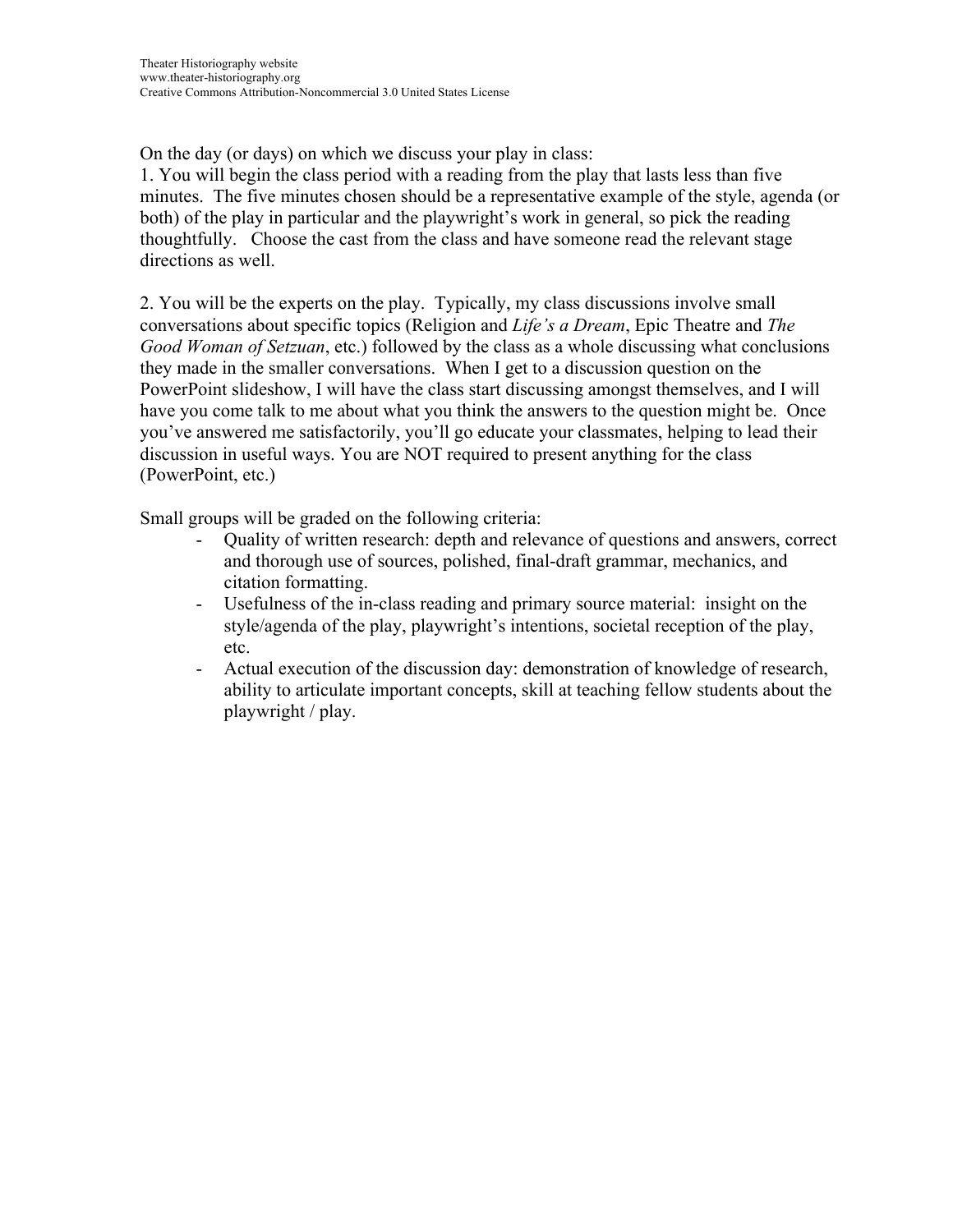On the day (or days) on which we discuss your play in class:

1. You will begin the class period with a reading from the play that lasts less than five minutes. The five minutes chosen should be a representative example of the style, agenda (or both) of the play in particular and the playwright's work in general, so pick the reading thoughtfully. Choose the cast from the class and have someone read the relevant stage directions as well.

2. You will be the experts on the play. Typically, my class discussions involve small conversations about specific topics (Religion and *Life's a Dream*, Epic Theatre and *The Good Woman of Setzuan*, etc.) followed by the class as a whole discussing what conclusions they made in the smaller conversations. When I get to a discussion question on the PowerPoint slideshow, I will have the class start discussing amongst themselves, and I will have you come talk to me about what you think the answers to the question might be. Once you've answered me satisfactorily, you'll go educate your classmates, helping to lead their discussion in useful ways. You are NOT required to present anything for the class (PowerPoint, etc.)

Small groups will be graded on the following criteria:

- Quality of written research: depth and relevance of questions and answers, correct and thorough use of sources, polished, final-draft grammar, mechanics, and citation formatting.
- Usefulness of the in-class reading and primary source material: insight on the style/agenda of the play, playwright's intentions, societal reception of the play, etc.
- Actual execution of the discussion day: demonstration of knowledge of research, ability to articulate important concepts, skill at teaching fellow students about the playwright / play.